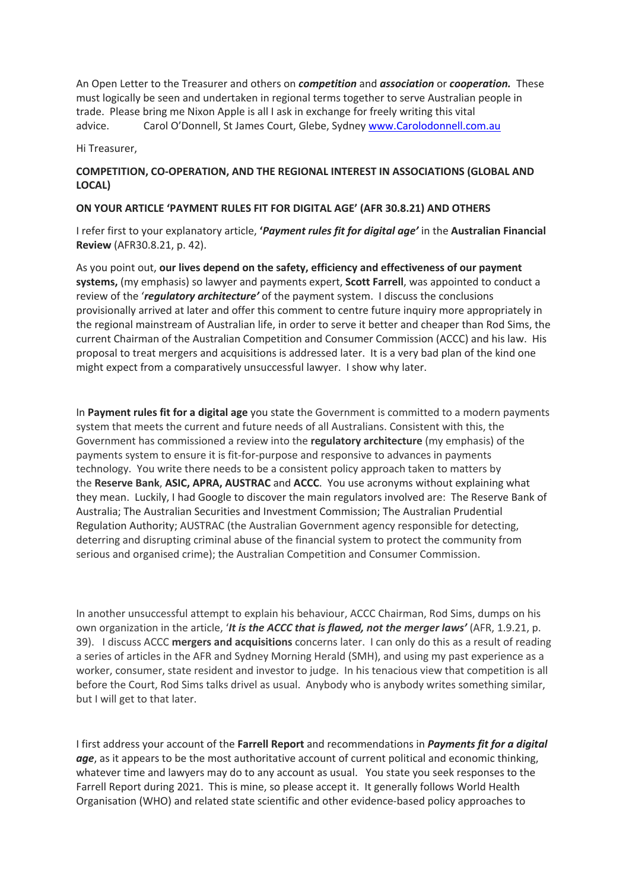An Open Letter to the Treasurer and others on ***competition*** and ***association*** or ***cooperation.*** These must logically be seen and undertaken in regional terms together to serve Australian people in trade. Please bring me Nixon Apple is all I ask in exchange for freely writing this vital advice. Carol O'Donnell, St James Court, Glebe, Sydney www.Carolodonnell.com.au

Hi Treasurer,

**COMPETITION, CO-OPERATION, AND THE REGIONAL INTEREST IN ASSOCIATIONS (GLOBAL AND LOCAL)**

**ON YOUR ARTICLE 'PAYMENT RULES FIT FOR DIGITAL AGE' (AFR 30.8.21) AND OTHERS**

I refer first to your explanatory article, **'*Payment rules fit for digital age'*** in the **Australian Financial Review** (AFR30.8.21, p. 42).

As you point out, **our lives depend on the safety, efficiency and effectiveness of our payment systems,** (my emphasis) so lawyer and payments expert, **Scott Farrell**, was appointed to conduct a review of the '***regulatory architecture'*** of the payment system. I discuss the conclusions provisionally arrived at later and offer this comment to centre future inquiry more appropriately in the regional mainstream of Australian life, in order to serve it better and cheaper than Rod Sims, the current Chairman of the Australian Competition and Consumer Commission (ACCC) and his law. His proposal to treat mergers and acquisitions is addressed later. It is a very bad plan of the kind one might expect from a comparatively unsuccessful lawyer. I show why later.

In **Payment rules fit for a digital age** you state the Government is committed to a modern payments system that meets the current and future needs of all Australians. Consistent with this, the Government has commissioned a review into the **regulatory architecture** (my emphasis) of the payments system to ensure it is fit-for-purpose and responsive to advances in payments technology. You write there needs to be a consistent policy approach taken to matters by the **Reserve Bank**, **ASIC, APRA, AUSTRAC** and **ACCC**. You use acronyms without explaining what they mean. Luckily, I had Google to discover the main regulators involved are: The Reserve Bank of Australia; The Australian Securities and Investment Commission; The Australian Prudential Regulation Authority; AUSTRAC (the Australian Government agency responsible for detecting, deterring and disrupting criminal abuse of the financial system to protect the community from serious and organised crime); the Australian Competition and Consumer Commission.

In another unsuccessful attempt to explain his behaviour, ACCC Chairman, Rod Sims, dumps on his own organization in the article, '***It is the ACCC that is flawed, not the merger laws'*** (AFR, 1.9.21, p. 39). I discuss ACCC **mergers and acquisitions** concerns later. I can only do this as a result of reading a series of articles in the AFR and Sydney Morning Herald (SMH), and using my past experience as a worker, consumer, state resident and investor to judge. In his tenacious view that competition is all before the Court, Rod Sims talks drivel as usual. Anybody who is anybody writes something similar, but I will get to that later.

I first address your account of the **Farrell Report** and recommendations in ***Payments fit for a digital age***, as it appears to be the most authoritative account of current political and economic thinking, whatever time and lawyers may do to any account as usual. You state you seek responses to the Farrell Report during 2021. This is mine, so please accept it. It generally follows World Health Organisation (WHO) and related state scientific and other evidence-based policy approaches to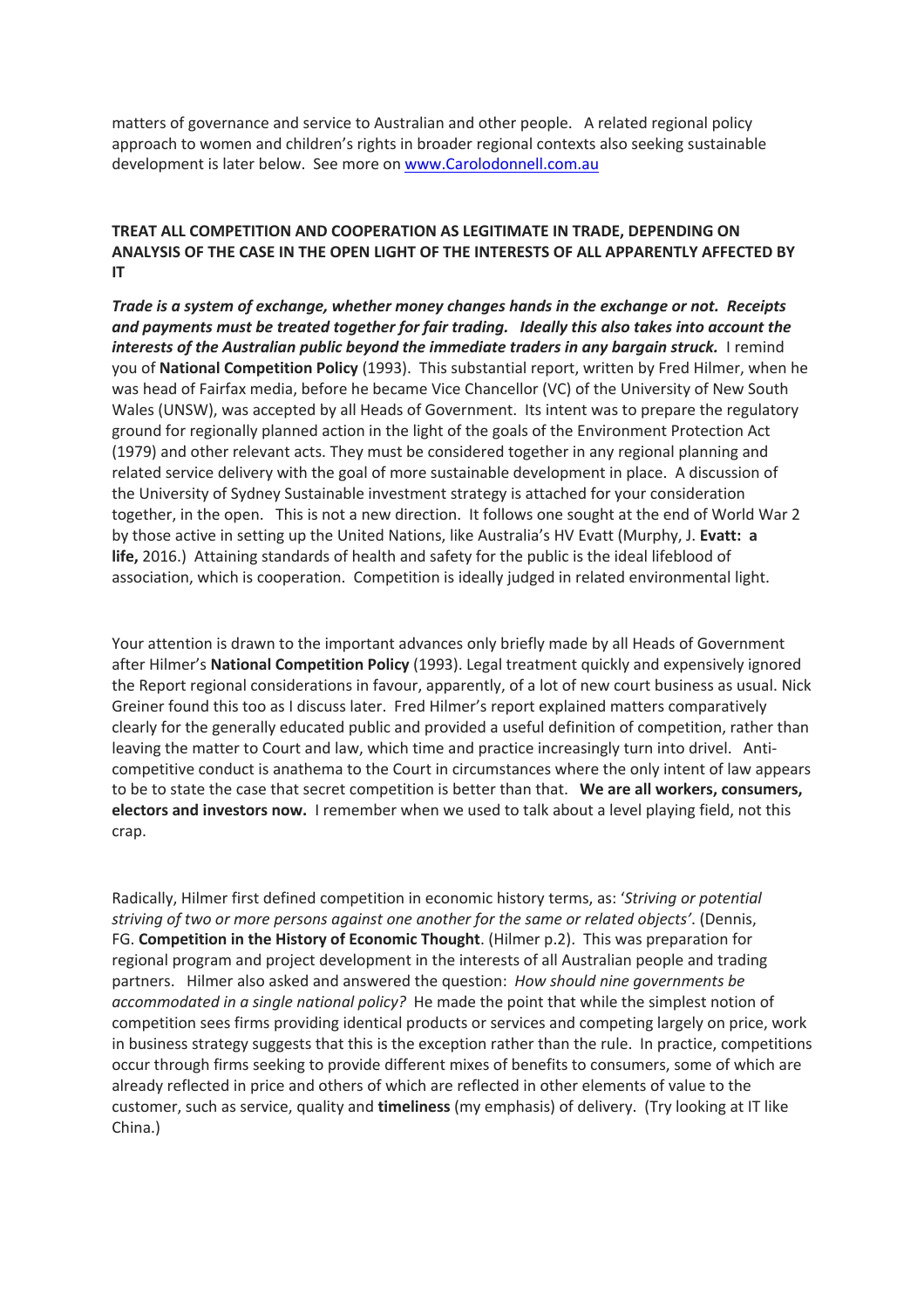matters of governance and service to Australian and other people. A related regional policy approach to women and children's rights in broader regional contexts also seeking sustainable development is later below. See more on [www.Carolodonnell.com.au](http://www.Carolodonnell.com.au)

**TREAT ALL COMPETITION AND COOPERATION AS LEGITIMATE IN TRADE, DEPENDING ON ANALYSIS OF THE CASE IN THE OPEN LIGHT OF THE INTERESTS OF ALL APPARENTLY AFFECTED BY IT**

***Trade is a system of exchange, whether money changes hands in the exchange or not. Receipts and payments must be treated together for fair trading. Ideally this also takes into account the interests of the Australian public beyond the immediate traders in any bargain struck.*** I remind you of **National Competition Policy** (1993). This substantial report, written by Fred Hilmer, when he was head of Fairfax media, before he became Vice Chancellor (VC) of the University of New South Wales (UNSW), was accepted by all Heads of Government. Its intent was to prepare the regulatory ground for regionally planned action in the light of the goals of the Environment Protection Act (1979) and other relevant acts. They must be considered together in any regional planning and related service delivery with the goal of more sustainable development in place. A discussion of the University of Sydney Sustainable investment strategy is attached for your consideration together, in the open. This is not a new direction. It follows one sought at the end of World War 2 by those active in setting up the United Nations, like Australia's HV Evatt (Murphy, J. **Evatt: a life,** 2016.) Attaining standards of health and safety for the public is the ideal lifeblood of association, which is cooperation. Competition is ideally judged in related environmental light.

Your attention is drawn to the important advances only briefly made by all Heads of Government after Hilmer's **National Competition Policy** (1993). Legal treatment quickly and expensively ignored the Report regional considerations in favour, apparently, of a lot of new court business as usual. Nick Greiner found this too as I discuss later. Fred Hilmer's report explained matters comparatively clearly for the generally educated public and provided a useful definition of competition, rather than leaving the matter to Court and law, which time and practice increasingly turn into drivel. Anti-competitive conduct is anathema to the Court in circumstances where the only intent of law appears to be to state the case that secret competition is better than that. **We are all workers, consumers, electors and investors now.** I remember when we used to talk about a level playing field, not this crap.

Radically, Hilmer first defined competition in economic history terms, as: '*Striving or potential striving of two or more persons against one another for the same or related objects'*. (Dennis, FG. **Competition in the History of Economic Thought**. (Hilmer p.2). This was preparation for regional program and project development in the interests of all Australian people and trading partners. Hilmer also asked and answered the question: *How should nine governments be accommodated in a single national policy?* He made the point that while the simplest notion of competition sees firms providing identical products or services and competing largely on price, work in business strategy suggests that this is the exception rather than the rule. In practice, competitions occur through firms seeking to provide different mixes of benefits to consumers, some of which are already reflected in price and others of which are reflected in other elements of value to the customer, such as service, quality and **timeliness** (my emphasis) of delivery. (Try looking at IT like China.)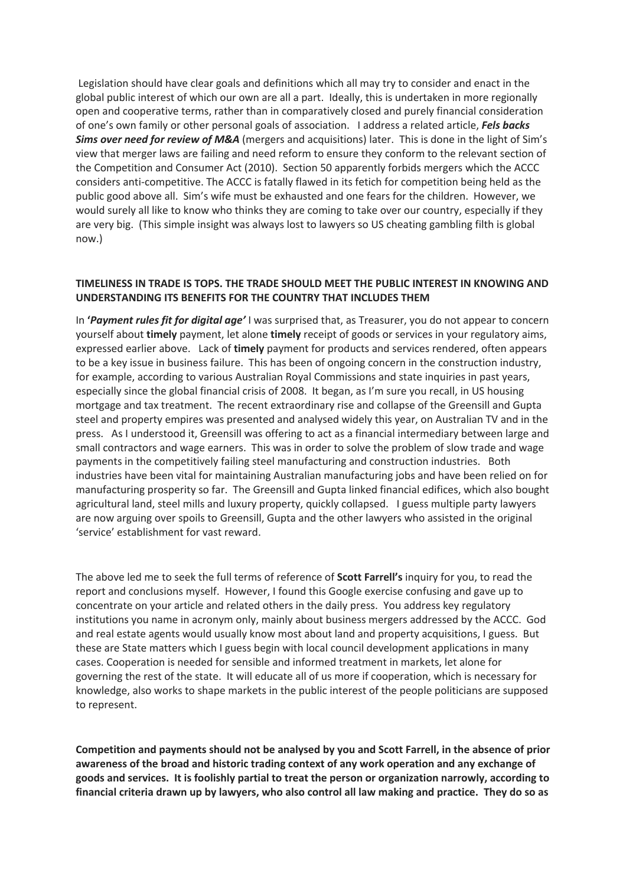Legislation should have clear goals and definitions which all may try to consider and enact in the global public interest of which our own are all a part. Ideally, this is undertaken in more regionally open and cooperative terms, rather than in comparatively closed and purely financial consideration of one's own family or other personal goals of association. I address a related article, ***Fels backs Sims over need for review of M&A*** (mergers and acquisitions) later. This is done in the light of Sim's view that merger laws are failing and need reform to ensure they conform to the relevant section of the Competition and Consumer Act (2010). Section 50 apparently forbids mergers which the ACCC considers anti-competitive. The ACCC is fatally flawed in its fetich for competition being held as the public good above all. Sim's wife must be exhausted and one fears for the children. However, we would surely all like to know who thinks they are coming to take over our country, especially if they are very big. (This simple insight was always lost to lawyers so US cheating gambling filth is global now.)

**TIMELINESS IN TRADE IS TOPS. THE TRADE SHOULD MEET THE PUBLIC INTEREST IN KNOWING AND UNDERSTANDING ITS BENEFITS FOR THE COUNTRY THAT INCLUDES THEM**

In **'*Payment rules fit for digital age*'** I was surprised that, as Treasurer, you do not appear to concern yourself about **timely** payment, let alone **timely** receipt of goods or services in your regulatory aims, expressed earlier above. Lack of **timely** payment for products and services rendered, often appears to be a key issue in business failure. This has been of ongoing concern in the construction industry, for example, according to various Australian Royal Commissions and state inquiries in past years, especially since the global financial crisis of 2008. It began, as I'm sure you recall, in US housing mortgage and tax treatment. The recent extraordinary rise and collapse of the Greensill and Gupta steel and property empires was presented and analysed widely this year, on Australian TV and in the press. As I understood it, Greensill was offering to act as a financial intermediary between large and small contractors and wage earners. This was in order to solve the problem of slow trade and wage payments in the competitively failing steel manufacturing and construction industries. Both industries have been vital for maintaining Australian manufacturing jobs and have been relied on for manufacturing prosperity so far. The Greensill and Gupta linked financial edifices, which also bought agricultural land, steel mills and luxury property, quickly collapsed. I guess multiple party lawyers are now arguing over spoils to Greensill, Gupta and the other lawyers who assisted in the original 'service' establishment for vast reward.

The above led me to seek the full terms of reference of **Scott Farrell's** inquiry for you, to read the report and conclusions myself. However, I found this Google exercise confusing and gave up to concentrate on your article and related others in the daily press. You address key regulatory institutions you name in acronym only, mainly about business mergers addressed by the ACCC. God and real estate agents would usually know most about land and property acquisitions, I guess. But these are State matters which I guess begin with local council development applications in many cases. Cooperation is needed for sensible and informed treatment in markets, let alone for governing the rest of the state. It will educate all of us more if cooperation, which is necessary for knowledge, also works to shape markets in the public interest of the people politicians are supposed to represent.

**Competition and payments should not be analysed by you and Scott Farrell, in the absence of prior awareness of the broad and historic trading context of any work operation and any exchange of goods and services. It is foolishly partial to treat the person or organization narrowly, according to financial criteria drawn up by lawyers, who also control all law making and practice. They do so as**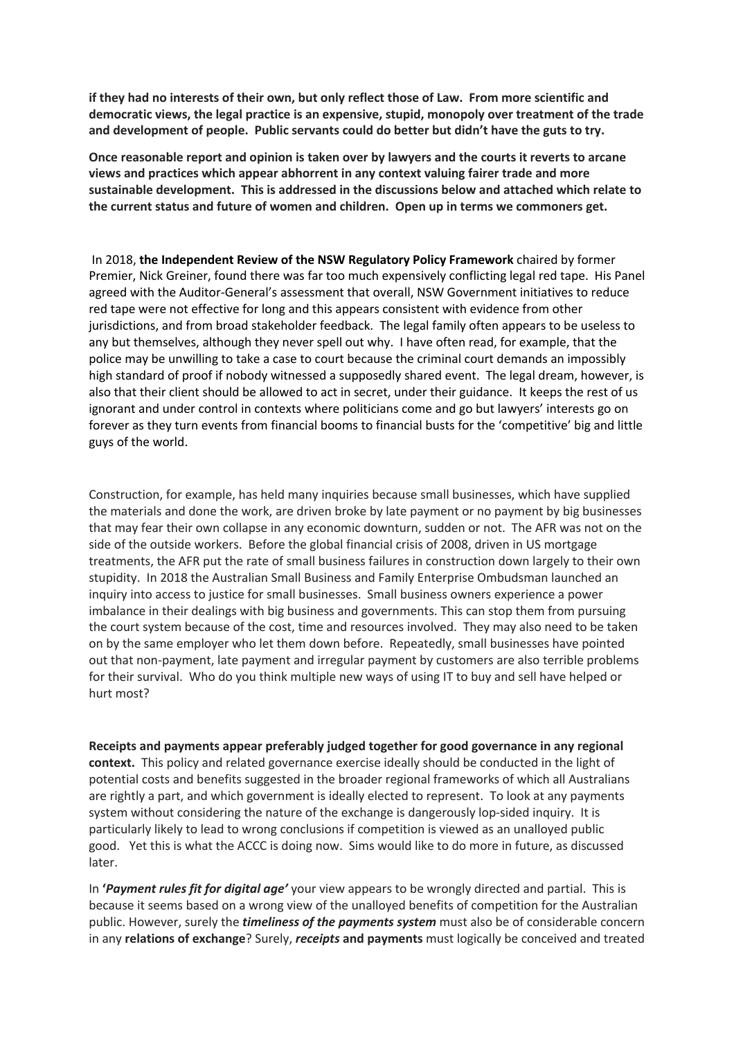**if they had no interests of their own, but only reflect those of Law. From more scientific and democratic views, the legal practice is an expensive, stupid, monopoly over treatment of the trade and development of people. Public servants could do better but didn't have the guts to try.**

**Once reasonable report and opinion is taken over by lawyers and the courts it reverts to arcane views and practices which appear abhorrent in any context valuing fairer trade and more sustainable development. This is addressed in the discussions below and attached which relate to the current status and future of women and children. Open up in terms we commoners get.**

In 2018, **the Independent Review of the NSW Regulatory Policy Framework** chaired by former Premier, Nick Greiner, found there was far too much expensively conflicting legal red tape. His Panel agreed with the Auditor-General's assessment that overall, NSW Government initiatives to reduce red tape were not effective for long and this appears consistent with evidence from other jurisdictions, and from broad stakeholder feedback. The legal family often appears to be useless to any but themselves, although they never spell out why. I have often read, for example, that the police may be unwilling to take a case to court because the criminal court demands an impossibly high standard of proof if nobody witnessed a supposedly shared event. The legal dream, however, is also that their client should be allowed to act in secret, under their guidance. It keeps the rest of us ignorant and under control in contexts where politicians come and go but lawyers' interests go on forever as they turn events from financial booms to financial busts for the 'competitive' big and little guys of the world.

Construction, for example, has held many inquiries because small businesses, which have supplied the materials and done the work, are driven broke by late payment or no payment by big businesses that may fear their own collapse in any economic downturn, sudden or not. The AFR was not on the side of the outside workers. Before the global financial crisis of 2008, driven in US mortgage treatments, the AFR put the rate of small business failures in construction down largely to their own stupidity. In 2018 the Australian Small Business and Family Enterprise Ombudsman launched an inquiry into access to justice for small businesses. Small business owners experience a power imbalance in their dealings with big business and governments. This can stop them from pursuing the court system because of the cost, time and resources involved. They may also need to be taken on by the same employer who let them down before. Repeatedly, small businesses have pointed out that non-payment, late payment and irregular payment by customers are also terrible problems for their survival. Who do you think multiple new ways of using IT to buy and sell have helped or hurt most?

**Receipts and payments appear preferably judged together for good governance in any regional context.** This policy and related governance exercise ideally should be conducted in the light of potential costs and benefits suggested in the broader regional frameworks of which all Australians are rightly a part, and which government is ideally elected to represent. To look at any payments system without considering the nature of the exchange is dangerously lop-sided inquiry. It is particularly likely to lead to wrong conclusions if competition is viewed as an unalloyed public good. Yet this is what the ACCC is doing now. Sims would like to do more in future, as discussed later.

In ***'Payment rules fit for digital age'*** your view appears to be wrongly directed and partial. This is because it seems based on a wrong view of the unalloyed benefits of competition for the Australian public. However, surely the ***timeliness of the payments system*** must also be of considerable concern in any **relations of exchange**? Surely, ***receipts*** **and payments** must logically be conceived and treated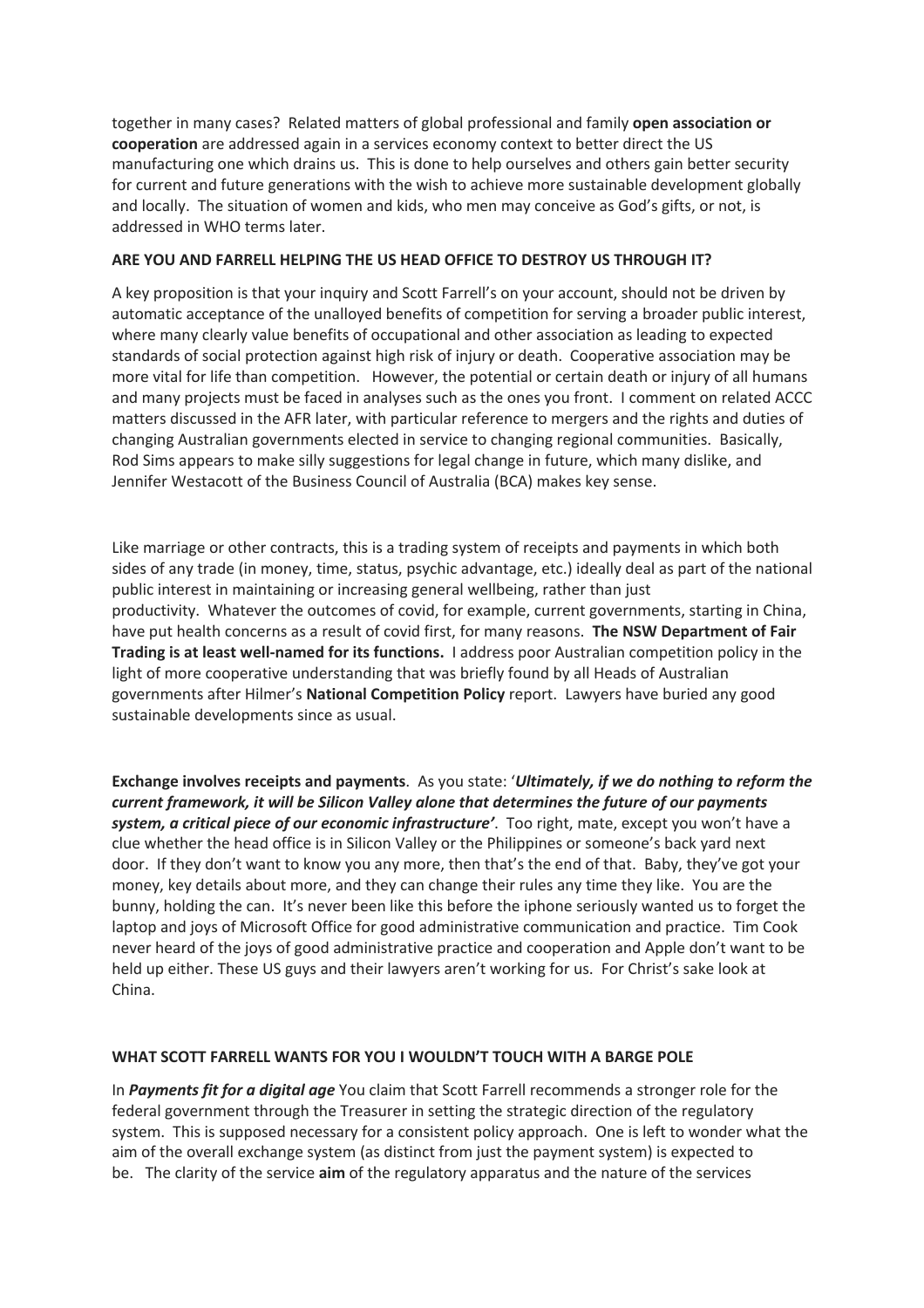together in many cases? Related matters of global professional and family **open association or cooperation** are addressed again in a services economy context to better direct the US manufacturing one which drains us. This is done to help ourselves and others gain better security for current and future generations with the wish to achieve more sustainable development globally and locally. The situation of women and kids, who men may conceive as God's gifts, or not, is addressed in WHO terms later.

**ARE YOU AND FARRELL HELPING THE US HEAD OFFICE TO DESTROY US THROUGH IT?**

A key proposition is that your inquiry and Scott Farrell's on your account, should not be driven by automatic acceptance of the unalloyed benefits of competition for serving a broader public interest, where many clearly value benefits of occupational and other association as leading to expected standards of social protection against high risk of injury or death. Cooperative association may be more vital for life than competition. However, the potential or certain death or injury of all humans and many projects must be faced in analyses such as the ones you front. I comment on related ACCC matters discussed in the AFR later, with particular reference to mergers and the rights and duties of changing Australian governments elected in service to changing regional communities. Basically, Rod Sims appears to make silly suggestions for legal change in future, which many dislike, and Jennifer Westacott of the Business Council of Australia (BCA) makes key sense.

Like marriage or other contracts, this is a trading system of receipts and payments in which both sides of any trade (in money, time, status, psychic advantage, etc.) ideally deal as part of the national public interest in maintaining or increasing general wellbeing, rather than just productivity. Whatever the outcomes of covid, for example, current governments, starting in China, have put health concerns as a result of covid first, for many reasons. **The NSW Department of Fair Trading is at least well-named for its functions.** I address poor Australian competition policy in the light of more cooperative understanding that was briefly found by all Heads of Australian governments after Hilmer's **National Competition Policy** report. Lawyers have buried any good sustainable developments since as usual.

**Exchange involves receipts and payments**. As you state: '***Ultimately, if we do nothing to reform the current framework, it will be Silicon Valley alone that determines the future of our payments system, a critical piece of our economic infrastructure'***. Too right, mate, except you won't have a clue whether the head office is in Silicon Valley or the Philippines or someone's back yard next door. If they don't want to know you any more, then that's the end of that. Baby, they've got your money, key details about more, and they can change their rules any time they like. You are the bunny, holding the can. It's never been like this before the iphone seriously wanted us to forget the laptop and joys of Microsoft Office for good administrative communication and practice. Tim Cook never heard of the joys of good administrative practice and cooperation and Apple don't want to be held up either. These US guys and their lawyers aren't working for us. For Christ's sake look at China.

**WHAT SCOTT FARRELL WANTS FOR YOU I WOULDN'T TOUCH WITH A BARGE POLE**

In ***Payments fit for a digital age*** You claim that Scott Farrell recommends a stronger role for the federal government through the Treasurer in setting the strategic direction of the regulatory system. This is supposed necessary for a consistent policy approach. One is left to wonder what the aim of the overall exchange system (as distinct from just the payment system) is expected to be. The clarity of the service **aim** of the regulatory apparatus and the nature of the services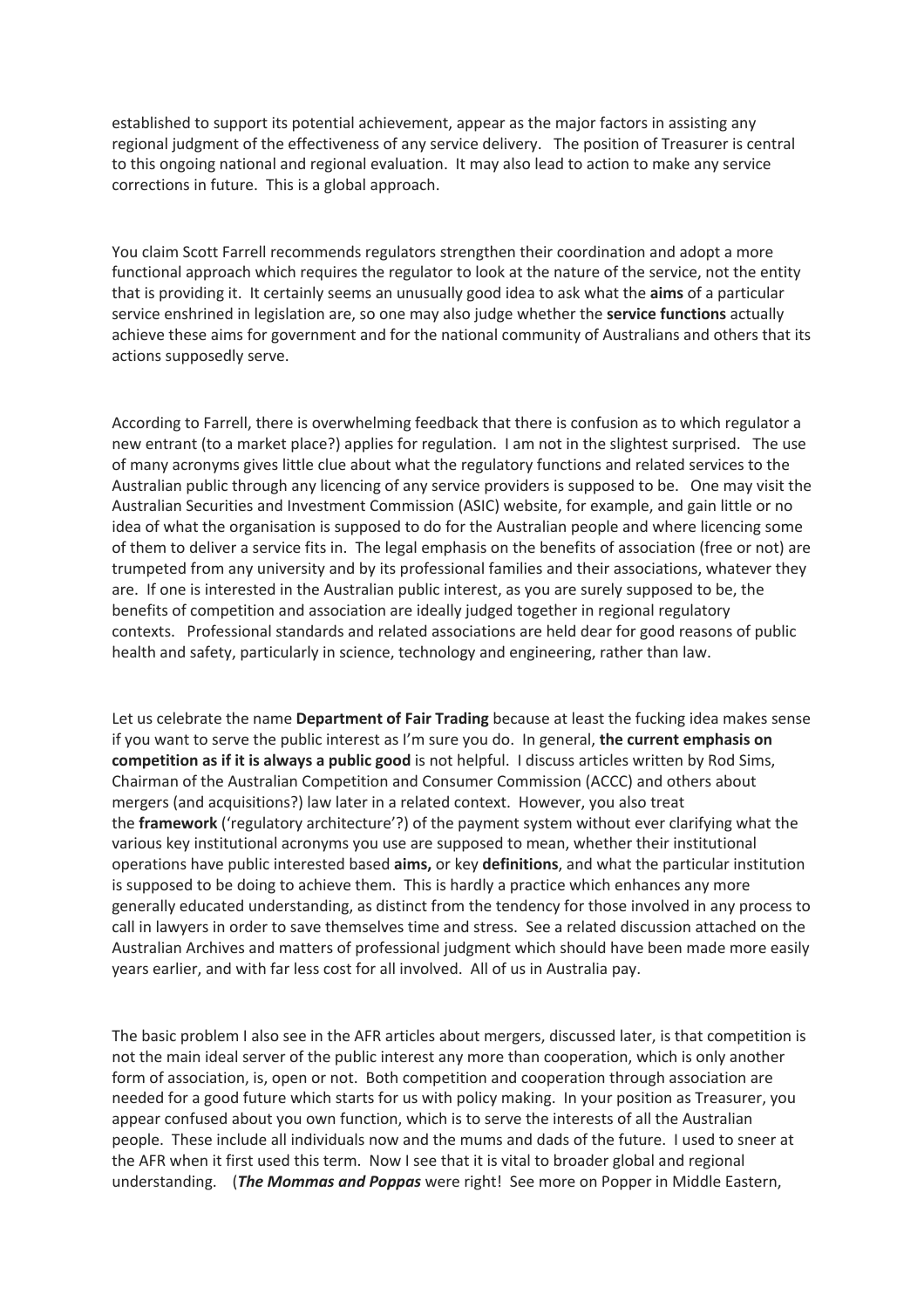established to support its potential achievement, appear as the major factors in assisting any regional judgment of the effectiveness of any service delivery. The position of Treasurer is central to this ongoing national and regional evaluation. It may also lead to action to make any service corrections in future. This is a global approach.

You claim Scott Farrell recommends regulators strengthen their coordination and adopt a more functional approach which requires the regulator to look at the nature of the service, not the entity that is providing it. It certainly seems an unusually good idea to ask what the **aims** of a particular service enshrined in legislation are, so one may also judge whether the **service functions** actually achieve these aims for government and for the national community of Australians and others that its actions supposedly serve.

According to Farrell, there is overwhelming feedback that there is confusion as to which regulator a new entrant (to a market place?) applies for regulation. I am not in the slightest surprised. The use of many acronyms gives little clue about what the regulatory functions and related services to the Australian public through any licencing of any service providers is supposed to be. One may visit the Australian Securities and Investment Commission (ASIC) website, for example, and gain little or no idea of what the organisation is supposed to do for the Australian people and where licencing some of them to deliver a service fits in. The legal emphasis on the benefits of association (free or not) are trumpeted from any university and by its professional families and their associations, whatever they are. If one is interested in the Australian public interest, as you are surely supposed to be, the benefits of competition and association are ideally judged together in regional regulatory contexts. Professional standards and related associations are held dear for good reasons of public health and safety, particularly in science, technology and engineering, rather than law.

Let us celebrate the name **Department of Fair Trading** because at least the fucking idea makes sense if you want to serve the public interest as I'm sure you do. In general, **the current emphasis on competition as if it is always a public good** is not helpful. I discuss articles written by Rod Sims, Chairman of the Australian Competition and Consumer Commission (ACCC) and others about mergers (and acquisitions?) law later in a related context. However, you also treat the **framework** ('regulatory architecture'?) of the payment system without ever clarifying what the various key institutional acronyms you use are supposed to mean, whether their institutional operations have public interested based **aims,** or key **definitions**, and what the particular institution is supposed to be doing to achieve them. This is hardly a practice which enhances any more generally educated understanding, as distinct from the tendency for those involved in any process to call in lawyers in order to save themselves time and stress. See a related discussion attached on the Australian Archives and matters of professional judgment which should have been made more easily years earlier, and with far less cost for all involved. All of us in Australia pay.

The basic problem I also see in the AFR articles about mergers, discussed later, is that competition is not the main ideal server of the public interest any more than cooperation, which is only another form of association, is, open or not. Both competition and cooperation through association are needed for a good future which starts for us with policy making. In your position as Treasurer, you appear confused about you own function, which is to serve the interests of all the Australian people. These include all individuals now and the mums and dads of the future. I used to sneer at the AFR when it first used this term. Now I see that it is vital to broader global and regional understanding. (***The Mommas and Poppas*** were right! See more on Popper in Middle Eastern,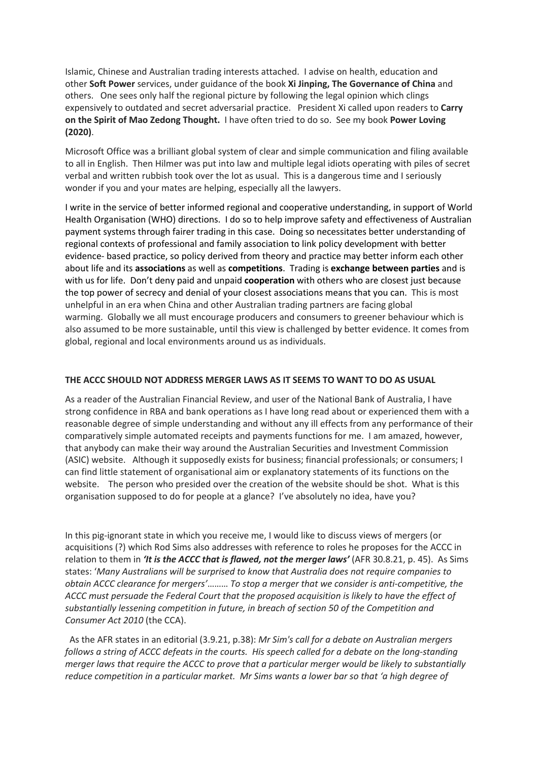Islamic, Chinese and Australian trading interests attached. I advise on health, education and other **Soft Power** services, under guidance of the book **Xi Jinping, The Governance of China** and others. One sees only half the regional picture by following the legal opinion which clings expensively to outdated and secret adversarial practice. President Xi called upon readers to **Carry on the Spirit of Mao Zedong Thought.** I have often tried to do so. See my book **Power Loving (2020)**.

Microsoft Office was a brilliant global system of clear and simple communication and filing available to all in English. Then Hilmer was put into law and multiple legal idiots operating with piles of secret verbal and written rubbish took over the lot as usual. This is a dangerous time and I seriously wonder if you and your mates are helping, especially all the lawyers.

I write in the service of better informed regional and cooperative understanding, in support of World Health Organisation (WHO) directions. I do so to help improve safety and effectiveness of Australian payment systems through fairer trading in this case. Doing so necessitates better understanding of regional contexts of professional and family association to link policy development with better evidence- based practice, so policy derived from theory and practice may better inform each other about life and its **associations** as well as **competitions**. Trading is **exchange between parties** and is with us for life. Don't deny paid and unpaid **cooperation** with others who are closest just because the top power of secrecy and denial of your closest associations means that you can. This is most unhelpful in an era when China and other Australian trading partners are facing global warming. Globally we all must encourage producers and consumers to greener behaviour which is also assumed to be more sustainable, until this view is challenged by better evidence. It comes from global, regional and local environments around us as individuals.

**THE ACCC SHOULD NOT ADDRESS MERGER LAWS AS IT SEEMS TO WANT TO DO AS USUAL**

As a reader of the Australian Financial Review, and user of the National Bank of Australia, I have strong confidence in RBA and bank operations as I have long read about or experienced them with a reasonable degree of simple understanding and without any ill effects from any performance of their comparatively simple automated receipts and payments functions for me. I am amazed, however, that anybody can make their way around the Australian Securities and Investment Commission (ASIC) website. Although it supposedly exists for business; financial professionals; or consumers; I can find little statement of organisational aim or explanatory statements of its functions on the website. The person who presided over the creation of the website should be shot. What is this organisation supposed to do for people at a glance? I've absolutely no idea, have you?

In this pig-ignorant state in which you receive me, I would like to discuss views of mergers (or acquisitions (?) which Rod Sims also addresses with reference to roles he proposes for the ACCC in relation to them in ***'It is the ACCC that is flawed, not the merger laws'*** (AFR 30.8.21, p. 45). As Sims states: '*Many Australians will be surprised to know that Australia does not require companies to obtain ACCC clearance for mergers'……… To stop a merger that we consider is anti-competitive, the ACCC must persuade the Federal Court that the proposed acquisition is likely to have the effect of substantially lessening competition in future, in breach of section 50 of the Competition and Consumer Act 2010* (the CCA).

As the AFR states in an editorial (3.9.21, p.38): *Mr Sim's call for a debate on Australian mergers follows a string of ACCC defeats in the courts. His speech called for a debate on the long-standing merger laws that require the ACCC to prove that a particular merger would be likely to substantially reduce competition in a particular market. Mr Sims wants a lower bar so that 'a high degree of*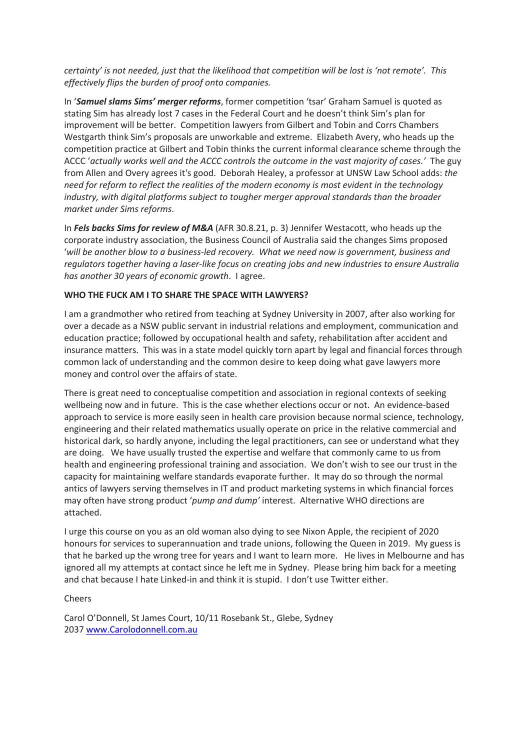*certainty' is not needed, just that the likelihood that competition will be lost is 'not remote'. This effectively flips the burden of proof onto companies.*

In '***Samuel slams Sims' merger reforms***, former competition 'tsar' Graham Samuel is quoted as stating Sim has already lost 7 cases in the Federal Court and he doesn't think Sim's plan for improvement will be better. Competition lawyers from Gilbert and Tobin and Corrs Chambers Westgarth think Sim's proposals are unworkable and extreme. Elizabeth Avery, who heads up the competition practice at Gilbert and Tobin thinks the current informal clearance scheme through the ACCC '*actually works well and the ACCC controls the outcome in the vast majority of cases.'* The guy from Allen and Overy agrees it's good. Deborah Healey, a professor at UNSW Law School adds: *the need for reform to reflect the realities of the modern economy is most evident in the technology industry, with digital platforms subject to tougher merger approval standards than the broader market under Sims reforms*.

In ***Fels backs Sims for review of M&A*** (AFR 30.8.21, p. 3) Jennifer Westacott, who heads up the corporate industry association, the Business Council of Australia said the changes Sims proposed '*will be another blow to a business-led recovery. What we need now is government, business and regulators together having a laser-like focus on creating jobs and new industries to ensure Australia has another 30 years of economic growth*. I agree.

**WHO THE FUCK AM I TO SHARE THE SPACE WITH LAWYERS?**

I am a grandmother who retired from teaching at Sydney University in 2007, after also working for over a decade as a NSW public servant in industrial relations and employment, communication and education practice; followed by occupational health and safety, rehabilitation after accident and insurance matters. This was in a state model quickly torn apart by legal and financial forces through common lack of understanding and the common desire to keep doing what gave lawyers more money and control over the affairs of state.

There is great need to conceptualise competition and association in regional contexts of seeking wellbeing now and in future. This is the case whether elections occur or not. An evidence-based approach to service is more easily seen in health care provision because normal science, technology, engineering and their related mathematics usually operate on price in the relative commercial and historical dark, so hardly anyone, including the legal practitioners, can see or understand what they are doing. We have usually trusted the expertise and welfare that commonly came to us from health and engineering professional training and association. We don't wish to see our trust in the capacity for maintaining welfare standards evaporate further. It may do so through the normal antics of lawyers serving themselves in IT and product marketing systems in which financial forces may often have strong product '*pump and dump'* interest. Alternative WHO directions are attached.

I urge this course on you as an old woman also dying to see Nixon Apple, the recipient of 2020 honours for services to superannuation and trade unions, following the Queen in 2019. My guess is that he barked up the wrong tree for years and I want to learn more. He lives in Melbourne and has ignored all my attempts at contact since he left me in Sydney. Please bring him back for a meeting and chat because I hate Linked-in and think it is stupid. I don't use Twitter either.

Cheers

Carol O'Donnell, St James Court, 10/11 Rosebank St., Glebe, Sydney 2037 www.Carolodonnell.com.au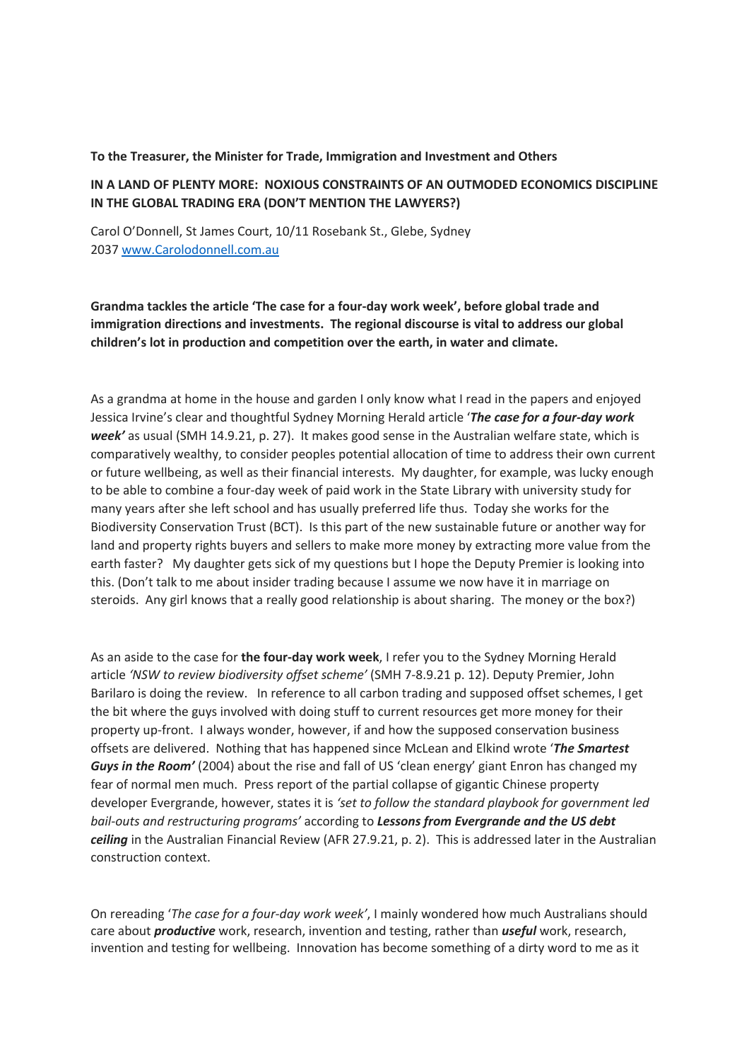**To the Treasurer, the Minister for Trade, Immigration and Investment and Others**

**IN A LAND OF PLENTY MORE: NOXIOUS CONSTRAINTS OF AN OUTMODED ECONOMICS DISCIPLINE IN THE GLOBAL TRADING ERA (DON'T MENTION THE LAWYERS?)**

Carol O'Donnell, St James Court, 10/11 Rosebank St., Glebe, Sydney 2037 [www.Carolodonnell.com.au](http://www.Carolodonnell.com.au)

**Grandma tackles the article 'The case for a four-day work week', before global trade and immigration directions and investments. The regional discourse is vital to address our global children's lot in production and competition over the earth, in water and climate.**

As a grandma at home in the house and garden I only know what I read in the papers and enjoyed Jessica Irvine's clear and thoughtful Sydney Morning Herald article '***The case for a four-day work week'*** as usual (SMH 14.9.21, p. 27). It makes good sense in the Australian welfare state, which is comparatively wealthy, to consider peoples potential allocation of time to address their own current or future wellbeing, as well as their financial interests. My daughter, for example, was lucky enough to be able to combine a four-day week of paid work in the State Library with university study for many years after she left school and has usually preferred life thus. Today she works for the Biodiversity Conservation Trust (BCT). Is this part of the new sustainable future or another way for land and property rights buyers and sellers to make more money by extracting more value from the earth faster? My daughter gets sick of my questions but I hope the Deputy Premier is looking into this. (Don't talk to me about insider trading because I assume we now have it in marriage on steroids. Any girl knows that a really good relationship is about sharing. The money or the box?)

As an aside to the case for **the four-day work week**, I refer you to the Sydney Morning Herald article *'NSW to review biodiversity offset scheme'* (SMH 7-8.9.21 p. 12). Deputy Premier, John Barilaro is doing the review. In reference to all carbon trading and supposed offset schemes, I get the bit where the guys involved with doing stuff to current resources get more money for their property up-front. I always wonder, however, if and how the supposed conservation business offsets are delivered. Nothing that has happened since McLean and Elkind wrote '***The Smartest Guys in the Room'*** (2004) about the rise and fall of US 'clean energy' giant Enron has changed my fear of normal men much. Press report of the partial collapse of gigantic Chinese property developer Evergrande, however, states it is *'set to follow the standard playbook for government led bail-outs and restructuring programs'* according to ***Lessons from Evergrande and the US debt ceiling*** in the Australian Financial Review (AFR 27.9.21, p. 2). This is addressed later in the Australian construction context.

On rereading '*The case for a four-day work week'*, I mainly wondered how much Australians should care about ***productive*** work, research, invention and testing, rather than ***useful*** work, research, invention and testing for wellbeing. Innovation has become something of a dirty word to me as it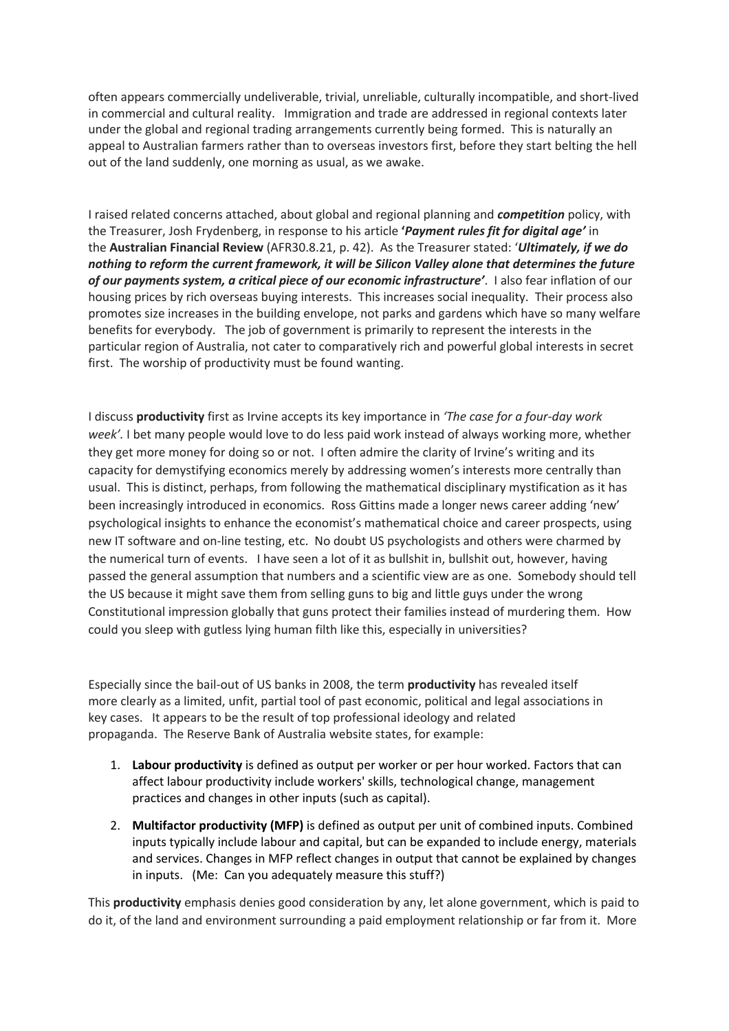often appears commercially undeliverable, trivial, unreliable, culturally incompatible, and short-lived in commercial and cultural reality. Immigration and trade are addressed in regional contexts later under the global and regional trading arrangements currently being formed. This is naturally an appeal to Australian farmers rather than to overseas investors first, before they start belting the hell out of the land suddenly, one morning as usual, as we awake.

I raised related concerns attached, about global and regional planning and ***competition*** policy, with the Treasurer, Josh Frydenberg, in response to his article ***'Payment rules fit for digital age'*** in the **Australian Financial Review** (AFR30.8.21, p. 42). As the Treasurer stated: '***Ultimately, if we do nothing to reform the current framework, it will be Silicon Valley alone that determines the future of our payments system, a critical piece of our economic infrastructure'***. I also fear inflation of our housing prices by rich overseas buying interests. This increases social inequality. Their process also promotes size increases in the building envelope, not parks and gardens which have so many welfare benefits for everybody. The job of government is primarily to represent the interests in the particular region of Australia, not cater to comparatively rich and powerful global interests in secret first. The worship of productivity must be found wanting.

I discuss **productivity** first as Irvine accepts its key importance in *'The case for a four-day work week'*. I bet many people would love to do less paid work instead of always working more, whether they get more money for doing so or not. I often admire the clarity of Irvine's writing and its capacity for demystifying economics merely by addressing women's interests more centrally than usual. This is distinct, perhaps, from following the mathematical disciplinary mystification as it has been increasingly introduced in economics. Ross Gittins made a longer news career adding 'new' psychological insights to enhance the economist's mathematical choice and career prospects, using new IT software and on-line testing, etc. No doubt US psychologists and others were charmed by the numerical turn of events. I have seen a lot of it as bullshit in, bullshit out, however, having passed the general assumption that numbers and a scientific view are as one. Somebody should tell the US because it might save them from selling guns to big and little guys under the wrong Constitutional impression globally that guns protect their families instead of murdering them. How could you sleep with gutless lying human filth like this, especially in universities?

Especially since the bail-out of US banks in 2008, the term **productivity** has revealed itself more clearly as a limited, unfit, partial tool of past economic, political and legal associations in key cases. It appears to be the result of top professional ideology and related propaganda. The Reserve Bank of Australia website states, for example:

1. **Labour productivity** is defined as output per worker or per hour worked. Factors that can affect labour productivity include workers' skills, technological change, management practices and changes in other inputs (such as capital).
2. **Multifactor productivity (MFP)** is defined as output per unit of combined inputs. Combined inputs typically include labour and capital, but can be expanded to include energy, materials and services. Changes in MFP reflect changes in output that cannot be explained by changes in inputs. (Me: Can you adequately measure this stuff?)

This **productivity** emphasis denies good consideration by any, let alone government, which is paid to do it, of the land and environment surrounding a paid employment relationship or far from it. More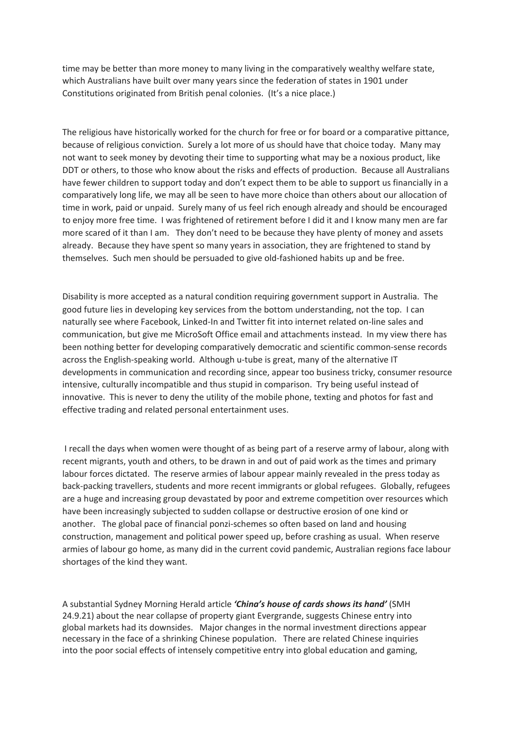time may be better than more money to many living in the comparatively wealthy welfare state, which Australians have built over many years since the federation of states in 1901 under Constitutions originated from British penal colonies. (It's a nice place.)

The religious have historically worked for the church for free or for board or a comparative pittance, because of religious conviction. Surely a lot more of us should have that choice today. Many may not want to seek money by devoting their time to supporting what may be a noxious product, like DDT or others, to those who know about the risks and effects of production. Because all Australians have fewer children to support today and don't expect them to be able to support us financially in a comparatively long life, we may all be seen to have more choice than others about our allocation of time in work, paid or unpaid. Surely many of us feel rich enough already and should be encouraged to enjoy more free time. I was frightened of retirement before I did it and I know many men are far more scared of it than I am. They don't need to be because they have plenty of money and assets already. Because they have spent so many years in association, they are frightened to stand by themselves. Such men should be persuaded to give old-fashioned habits up and be free.

Disability is more accepted as a natural condition requiring government support in Australia. The good future lies in developing key services from the bottom understanding, not the top. I can naturally see where Facebook, Linked-In and Twitter fit into internet related on-line sales and communication, but give me MicroSoft Office email and attachments instead. In my view there has been nothing better for developing comparatively democratic and scientific common-sense records across the English-speaking world. Although u-tube is great, many of the alternative IT developments in communication and recording since, appear too business tricky, consumer resource intensive, culturally incompatible and thus stupid in comparison. Try being useful instead of innovative. This is never to deny the utility of the mobile phone, texting and photos for fast and effective trading and related personal entertainment uses.

I recall the days when women were thought of as being part of a reserve army of labour, along with recent migrants, youth and others, to be drawn in and out of paid work as the times and primary labour forces dictated. The reserve armies of labour appear mainly revealed in the press today as back-packing travellers, students and more recent immigrants or global refugees. Globally, refugees are a huge and increasing group devastated by poor and extreme competition over resources which have been increasingly subjected to sudden collapse or destructive erosion of one kind or another. The global pace of financial ponzi-schemes so often based on land and housing construction, management and political power speed up, before crashing as usual. When reserve armies of labour go home, as many did in the current covid pandemic, Australian regions face labour shortages of the kind they want.

A substantial Sydney Morning Herald article ***'China's house of cards shows its hand'*** (SMH 24.9.21) about the near collapse of property giant Evergrande, suggests Chinese entry into global markets had its downsides. Major changes in the normal investment directions appear necessary in the face of a shrinking Chinese population. There are related Chinese inquiries into the poor social effects of intensely competitive entry into global education and gaming,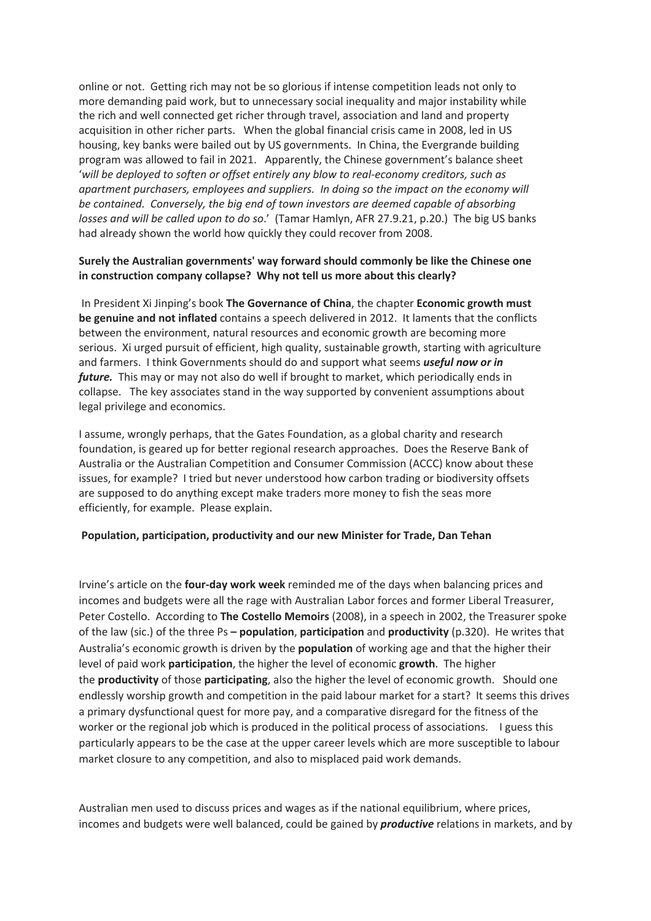online or not. Getting rich may not be so glorious if intense competition leads not only to more demanding paid work, but to unnecessary social inequality and major instability while the rich and well connected get richer through travel, association and land and property acquisition in other richer parts. When the global financial crisis came in 2008, led in US housing, key banks were bailed out by US governments. In China, the Evergrande building program was allowed to fail in 2021. Apparently, the Chinese government's balance sheet '*will be deployed to soften or offset entirely any blow to real-economy creditors, such as apartment purchasers, employees and suppliers. In doing so the impact on the economy will be contained. Conversely, the big end of town investors are deemed capable of absorbing losses and will be called upon to do so*.' (Tamar Hamlyn, AFR 27.9.21, p.20.) The big US banks had already shown the world how quickly they could recover from 2008.

**Surely the Australian governments' way forward should commonly be like the Chinese one in construction company collapse? Why not tell us more about this clearly?**

In President Xi Jinping's book **The Governance of China**, the chapter **Economic growth must be genuine and not inflated** contains a speech delivered in 2012. It laments that the conflicts between the environment, natural resources and economic growth are becoming more serious. Xi urged pursuit of efficient, high quality, sustainable growth, starting with agriculture and farmers. I think Governments should do and support what seems ***useful now or in future.*** This may or may not also do well if brought to market, which periodically ends in collapse. The key associates stand in the way supported by convenient assumptions about legal privilege and economics.

I assume, wrongly perhaps, that the Gates Foundation, as a global charity and research foundation, is geared up for better regional research approaches. Does the Reserve Bank of Australia or the Australian Competition and Consumer Commission (ACCC) know about these issues, for example? I tried but never understood how carbon trading or biodiversity offsets are supposed to do anything except make traders more money to fish the seas more efficiently, for example. Please explain.

**Population, participation, productivity and our new Minister for Trade, Dan Tehan**

Irvine's article on the **four-day work week** reminded me of the days when balancing prices and incomes and budgets were all the rage with Australian Labor forces and former Liberal Treasurer, Peter Costello. According to **The Costello Memoirs** (2008), in a speech in 2002, the Treasurer spoke of the law (sic.) of the three Ps **– population**, **participation** and **productivity** (p.320). He writes that Australia's economic growth is driven by the **population** of working age and that the higher their level of paid work **participation**, the higher the level of economic **growth**. The higher the **productivity** of those **participating**, also the higher the level of economic growth. Should one endlessly worship growth and competition in the paid labour market for a start? It seems this drives a primary dysfunctional quest for more pay, and a comparative disregard for the fitness of the worker or the regional job which is produced in the political process of associations. I guess this particularly appears to be the case at the upper career levels which are more susceptible to labour market closure to any competition, and also to misplaced paid work demands.

Australian men used to discuss prices and wages as if the national equilibrium, where prices, incomes and budgets were well balanced, could be gained by ***productive*** relations in markets, and by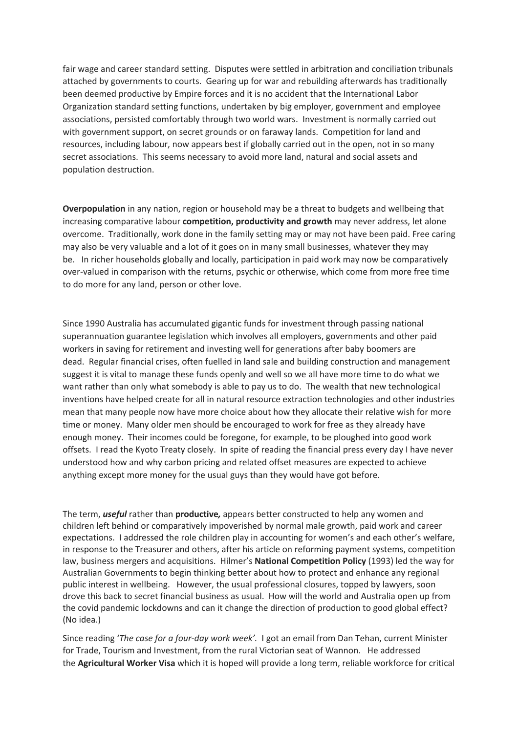fair wage and career standard setting. Disputes were settled in arbitration and conciliation tribunals attached by governments to courts. Gearing up for war and rebuilding afterwards has traditionally been deemed productive by Empire forces and it is no accident that the International Labor Organization standard setting functions, undertaken by big employer, government and employee associations, persisted comfortably through two world wars. Investment is normally carried out with government support, on secret grounds or on faraway lands. Competition for land and resources, including labour, now appears best if globally carried out in the open, not in so many secret associations. This seems necessary to avoid more land, natural and social assets and population destruction.

**Overpopulation** in any nation, region or household may be a threat to budgets and wellbeing that increasing comparative labour **competition, productivity and growth** may never address, let alone overcome. Traditionally, work done in the family setting may or may not have been paid. Free caring may also be very valuable and a lot of it goes on in many small businesses, whatever they may be. In richer households globally and locally, participation in paid work may now be comparatively over-valued in comparison with the returns, psychic or otherwise, which come from more free time to do more for any land, person or other love.

Since 1990 Australia has accumulated gigantic funds for investment through passing national superannuation guarantee legislation which involves all employers, governments and other paid workers in saving for retirement and investing well for generations after baby boomers are dead. Regular financial crises, often fuelled in land sale and building construction and management suggest it is vital to manage these funds openly and well so we all have more time to do what we want rather than only what somebody is able to pay us to do. The wealth that new technological inventions have helped create for all in natural resource extraction technologies and other industries mean that many people now have more choice about how they allocate their relative wish for more time or money. Many older men should be encouraged to work for free as they already have enough money. Their incomes could be foregone, for example, to be ploughed into good work offsets. I read the Kyoto Treaty closely. In spite of reading the financial press every day I have never understood how and why carbon pricing and related offset measures are expected to achieve anything except more money for the usual guys than they would have got before.

The term, ***useful*** rather than **productive,** appears better constructed to help any women and children left behind or comparatively impoverished by normal male growth, paid work and career expectations. I addressed the role children play in accounting for women's and each other's welfare, in response to the Treasurer and others, after his article on reforming payment systems, competition law, business mergers and acquisitions. Hilmer's **National Competition Policy** (1993) led the way for Australian Governments to begin thinking better about how to protect and enhance any regional public interest in wellbeing. However, the usual professional closures, topped by lawyers, soon drove this back to secret financial business as usual. How will the world and Australia open up from the covid pandemic lockdowns and can it change the direction of production to good global effect? (No idea.)

Since reading '*The case for a four-day work week'.* I got an email from Dan Tehan, current Minister for Trade, Tourism and Investment, from the rural Victorian seat of Wannon. He addressed the **Agricultural Worker Visa** which it is hoped will provide a long term, reliable workforce for critical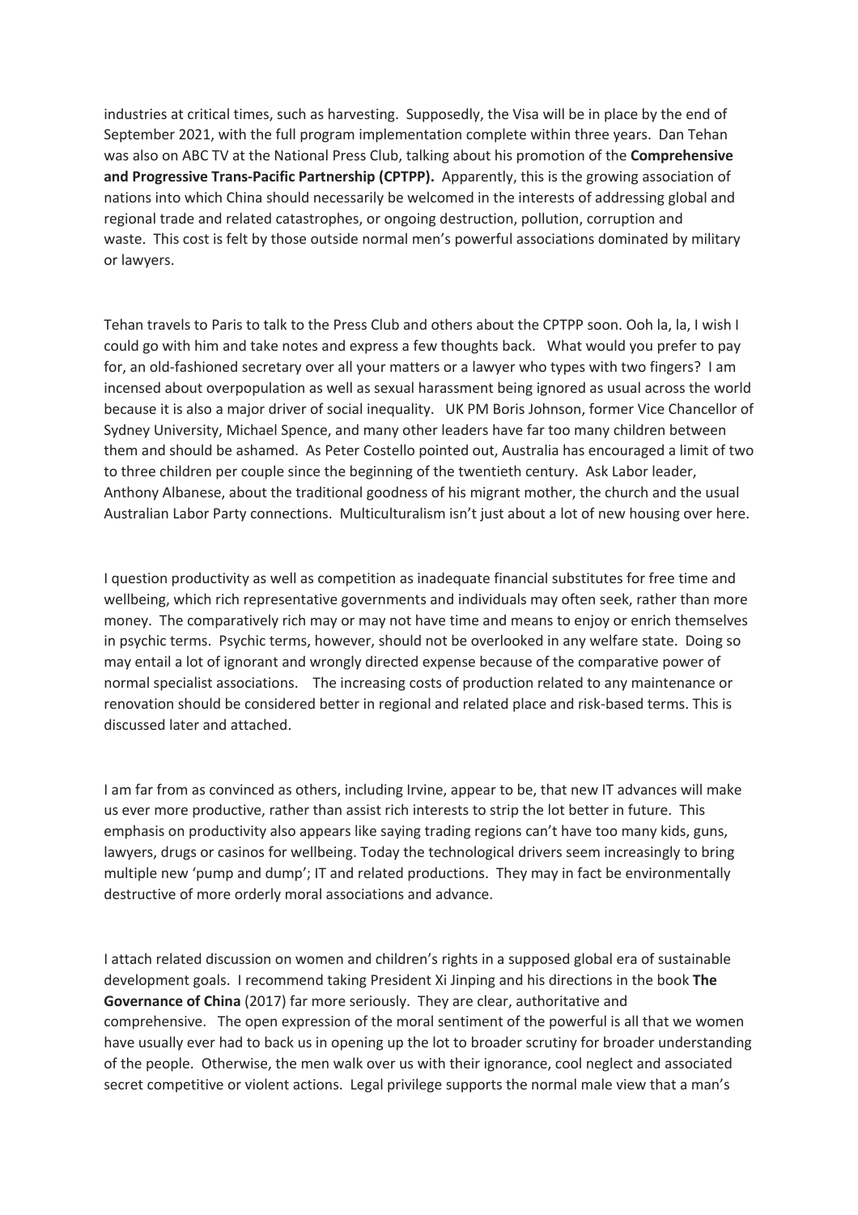industries at critical times, such as harvesting. Supposedly, the Visa will be in place by the end of September 2021, with the full program implementation complete within three years. Dan Tehan was also on ABC TV at the National Press Club, talking about his promotion of the **Comprehensive and Progressive Trans-Pacific Partnership (CPTPP).** Apparently, this is the growing association of nations into which China should necessarily be welcomed in the interests of addressing global and regional trade and related catastrophes, or ongoing destruction, pollution, corruption and waste. This cost is felt by those outside normal men's powerful associations dominated by military or lawyers.

Tehan travels to Paris to talk to the Press Club and others about the CPTPP soon. Ooh la, la, I wish I could go with him and take notes and express a few thoughts back. What would you prefer to pay for, an old-fashioned secretary over all your matters or a lawyer who types with two fingers? I am incensed about overpopulation as well as sexual harassment being ignored as usual across the world because it is also a major driver of social inequality. UK PM Boris Johnson, former Vice Chancellor of Sydney University, Michael Spence, and many other leaders have far too many children between them and should be ashamed. As Peter Costello pointed out, Australia has encouraged a limit of two to three children per couple since the beginning of the twentieth century. Ask Labor leader, Anthony Albanese, about the traditional goodness of his migrant mother, the church and the usual Australian Labor Party connections. Multiculturalism isn't just about a lot of new housing over here.

I question productivity as well as competition as inadequate financial substitutes for free time and wellbeing, which rich representative governments and individuals may often seek, rather than more money. The comparatively rich may or may not have time and means to enjoy or enrich themselves in psychic terms. Psychic terms, however, should not be overlooked in any welfare state. Doing so may entail a lot of ignorant and wrongly directed expense because of the comparative power of normal specialist associations. The increasing costs of production related to any maintenance or renovation should be considered better in regional and related place and risk-based terms. This is discussed later and attached.

I am far from as convinced as others, including Irvine, appear to be, that new IT advances will make us ever more productive, rather than assist rich interests to strip the lot better in future. This emphasis on productivity also appears like saying trading regions can't have too many kids, guns, lawyers, drugs or casinos for wellbeing. Today the technological drivers seem increasingly to bring multiple new 'pump and dump'; IT and related productions. They may in fact be environmentally destructive of more orderly moral associations and advance.

I attach related discussion on women and children's rights in a supposed global era of sustainable development goals. I recommend taking President Xi Jinping and his directions in the book **The Governance of China** (2017) far more seriously. They are clear, authoritative and comprehensive. The open expression of the moral sentiment of the powerful is all that we women have usually ever had to back us in opening up the lot to broader scrutiny for broader understanding of the people. Otherwise, the men walk over us with their ignorance, cool neglect and associated secret competitive or violent actions. Legal privilege supports the normal male view that a man's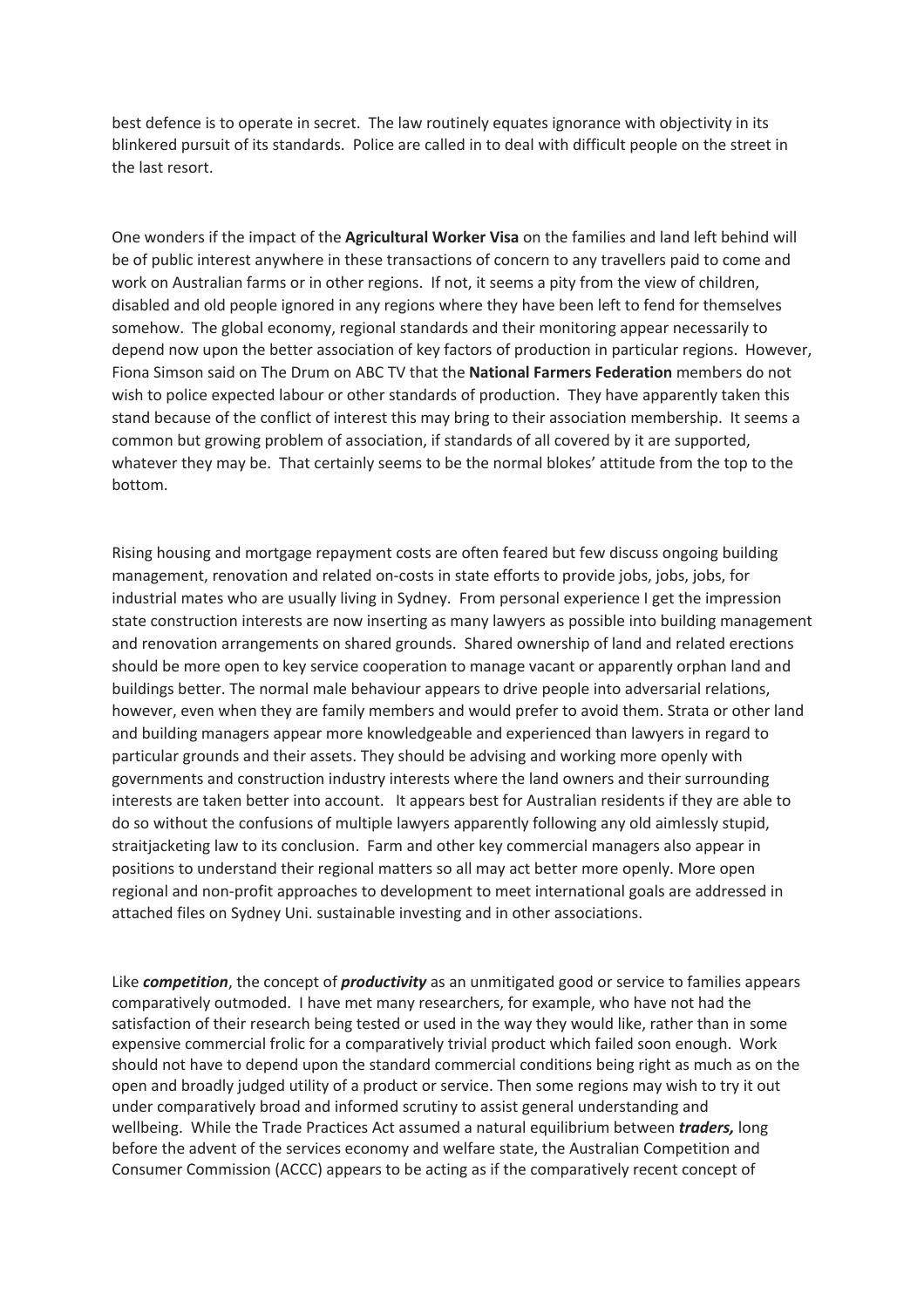best defence is to operate in secret. The law routinely equates ignorance with objectivity in its blinkered pursuit of its standards. Police are called in to deal with difficult people on the street in the last resort.

One wonders if the impact of the **Agricultural Worker Visa** on the families and land left behind will be of public interest anywhere in these transactions of concern to any travellers paid to come and work on Australian farms or in other regions. If not, it seems a pity from the view of children, disabled and old people ignored in any regions where they have been left to fend for themselves somehow. The global economy, regional standards and their monitoring appear necessarily to depend now upon the better association of key factors of production in particular regions. However, Fiona Simson said on The Drum on ABC TV that the **National Farmers Federation** members do not wish to police expected labour or other standards of production. They have apparently taken this stand because of the conflict of interest this may bring to their association membership. It seems a common but growing problem of association, if standards of all covered by it are supported, whatever they may be. That certainly seems to be the normal blokes' attitude from the top to the bottom.

Rising housing and mortgage repayment costs are often feared but few discuss ongoing building management, renovation and related on-costs in state efforts to provide jobs, jobs, jobs, for industrial mates who are usually living in Sydney. From personal experience I get the impression state construction interests are now inserting as many lawyers as possible into building management and renovation arrangements on shared grounds. Shared ownership of land and related erections should be more open to key service cooperation to manage vacant or apparently orphan land and buildings better. The normal male behaviour appears to drive people into adversarial relations, however, even when they are family members and would prefer to avoid them. Strata or other land and building managers appear more knowledgeable and experienced than lawyers in regard to particular grounds and their assets. They should be advising and working more openly with governments and construction industry interests where the land owners and their surrounding interests are taken better into account. It appears best for Australian residents if they are able to do so without the confusions of multiple lawyers apparently following any old aimlessly stupid, straitjacketing law to its conclusion. Farm and other key commercial managers also appear in positions to understand their regional matters so all may act better more openly. More open regional and non-profit approaches to development to meet international goals are addressed in attached files on Sydney Uni. sustainable investing and in other associations.

Like ***competition***, the concept of ***productivity*** as an unmitigated good or service to families appears comparatively outmoded. I have met many researchers, for example, who have not had the satisfaction of their research being tested or used in the way they would like, rather than in some expensive commercial frolic for a comparatively trivial product which failed soon enough. Work should not have to depend upon the standard commercial conditions being right as much as on the open and broadly judged utility of a product or service. Then some regions may wish to try it out under comparatively broad and informed scrutiny to assist general understanding and wellbeing. While the Trade Practices Act assumed a natural equilibrium between ***traders,*** long before the advent of the services economy and welfare state, the Australian Competition and Consumer Commission (ACCC) appears to be acting as if the comparatively recent concept of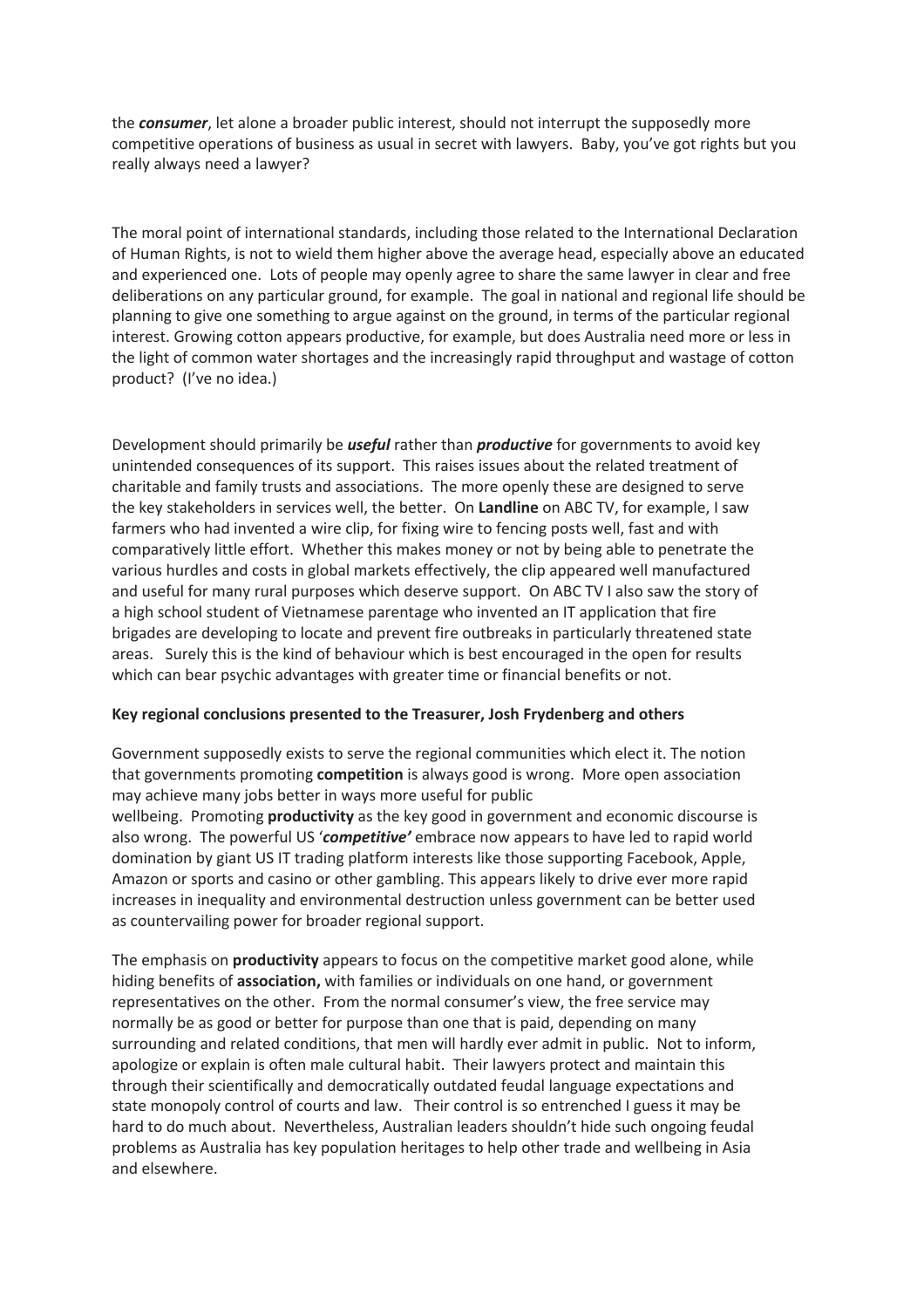the ***consumer***, let alone a broader public interest, should not interrupt the supposedly more competitive operations of business as usual in secret with lawyers. Baby, you've got rights but you really always need a lawyer?

The moral point of international standards, including those related to the International Declaration of Human Rights, is not to wield them higher above the average head, especially above an educated and experienced one. Lots of people may openly agree to share the same lawyer in clear and free deliberations on any particular ground, for example. The goal in national and regional life should be planning to give one something to argue against on the ground, in terms of the particular regional interest. Growing cotton appears productive, for example, but does Australia need more or less in the light of common water shortages and the increasingly rapid throughput and wastage of cotton product? (I've no idea.)

Development should primarily be ***useful*** rather than ***productive*** for governments to avoid key unintended consequences of its support. This raises issues about the related treatment of charitable and family trusts and associations. The more openly these are designed to serve the key stakeholders in services well, the better. On **Landline** on ABC TV, for example, I saw farmers who had invented a wire clip, for fixing wire to fencing posts well, fast and with comparatively little effort. Whether this makes money or not by being able to penetrate the various hurdles and costs in global markets effectively, the clip appeared well manufactured and useful for many rural purposes which deserve support. On ABC TV I also saw the story of a high school student of Vietnamese parentage who invented an IT application that fire brigades are developing to locate and prevent fire outbreaks in particularly threatened state areas. Surely this is the kind of behaviour which is best encouraged in the open for results which can bear psychic advantages with greater time or financial benefits or not.

**Key regional conclusions presented to the Treasurer, Josh Frydenberg and others**

Government supposedly exists to serve the regional communities which elect it. The notion that governments promoting **competition** is always good is wrong. More open association may achieve many jobs better in ways more useful for public wellbeing. Promoting **productivity** as the key good in government and economic discourse is also wrong. The powerful US '***competitive'*** embrace now appears to have led to rapid world domination by giant US IT trading platform interests like those supporting Facebook, Apple, Amazon or sports and casino or other gambling. This appears likely to drive ever more rapid increases in inequality and environmental destruction unless government can be better used as countervailing power for broader regional support.

The emphasis on **productivity** appears to focus on the competitive market good alone, while hiding benefits of **association,** with families or individuals on one hand, or government representatives on the other. From the normal consumer's view, the free service may normally be as good or better for purpose than one that is paid, depending on many surrounding and related conditions, that men will hardly ever admit in public. Not to inform, apologize or explain is often male cultural habit. Their lawyers protect and maintain this through their scientifically and democratically outdated feudal language expectations and state monopoly control of courts and law. Their control is so entrenched I guess it may be hard to do much about. Nevertheless, Australian leaders shouldn't hide such ongoing feudal problems as Australia has key population heritages to help other trade and wellbeing in Asia and elsewhere.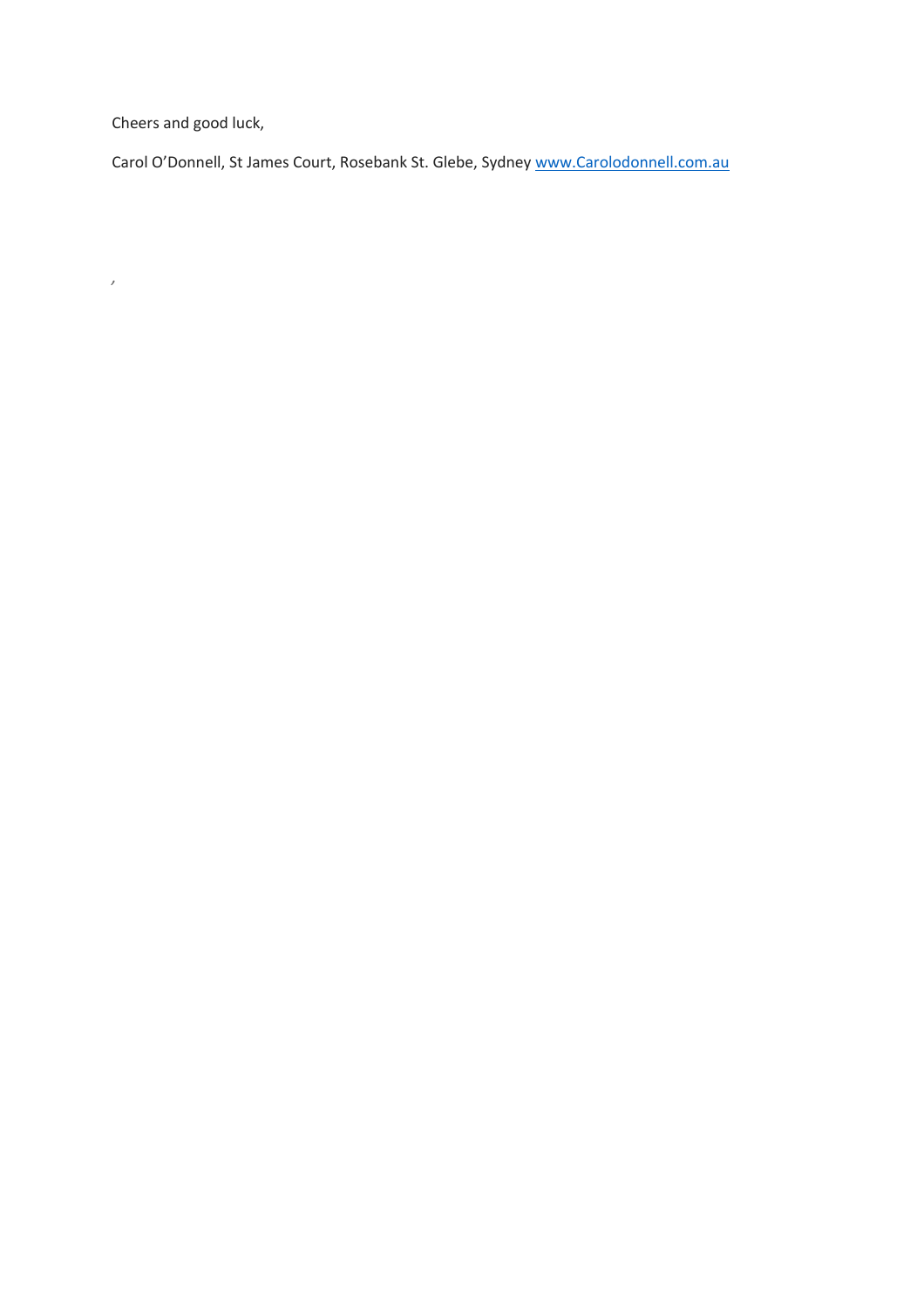Cheers and good luck,

Carol O'Donnell, St James Court, Rosebank St. Glebe, Sydney [www.Carolodonnell.com.au](http://www.Carolodonnell.com.au)

,